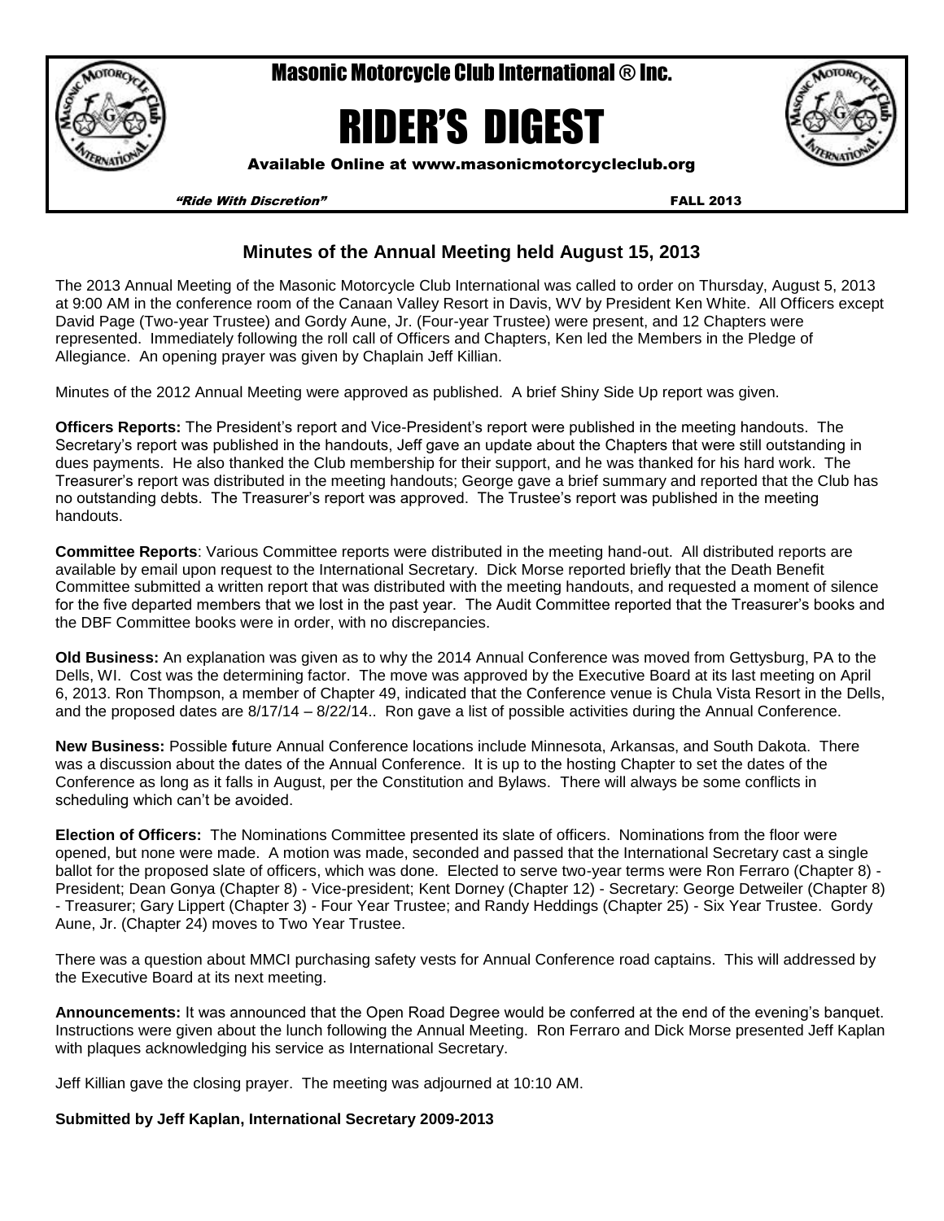# Masonic Motorcycle Club International ® Inc.

# RIDER'S DIGEST

**Available Online at www.masonicmotorcycleclub.org**

*"Ride With Discretion"* **FALL 2013**

## Minutes of the Annual Meeting held August 15, 2013

The 2013 Annual Meeting of the Masonic Motorcycle Club International was called to order on Thursday, August 5, 2013 at 9:00 AM in the conference room of the Canaan Valley Resort in Davis, WV by President Ken White. All Officers except David Page (Two-year Trustee) and Gordy Aune, Jr. (Four-year Trustee) were present, and 12 Chapters were represented. Immediately following the roll call of Officers and Chapters, Ken led the Members in the Pledge of Allegiance. An opening prayer was given by Chaplain Jeff Killian.

Minutes of the 2012 Annual Meeting were approved as published. A brief Shiny Side Up report was given.

**Officers Reports:** The President's report and Vice-President's report were published in the meeting handouts. The Secretary's report was published in the handouts, Jeff gave an update about the Chapters that were still outstanding in dues payments. He also thanked the Club membership for their support, and he was thanked for his hard work. The Treasurer's report was distributed in the meeting handouts; George gave a brief summary and reported that the Club has no outstanding debts. The Treasurer's report was approved. The Trustee's report was published in the meeting handouts.

**Committee Reports**: Various Committee reports were distributed in the meeting hand-out. All distributed reports are available by email upon request to the International Secretary. Dick Morse reported briefly that the Death Benefit Committee submitted a written report that was distributed with the meeting handouts, and requested a moment of silence for the five departed members that we lost in the past year. The Audit Committee reported that the Treasurer's books and the DBF Committee books were in order, with no discrepancies.

**Old Business:** An explanation was given as to why the 2014 Annual Conference was moved from Gettysburg, PA to the Dells, WI. Cost was the determining factor. The move was approved by the Executive Board at its last meeting on April 6, 2013. Ron Thompson, a member of Chapter 49, indicated that the Conference venue is Chula Vista Resort in the Dells, and the proposed dates are 8/17/14 – 8/22/14.. Ron gave a list of possible activities during the Annual Conference.

**New Business:** Possible **f**uture Annual Conference locations include Minnesota, Arkansas, and South Dakota. There was a discussion about the dates of the Annual Conference. It is up to the hosting Chapter to set the dates of the Conference as long as it falls in August, per the Constitution and Bylaws. There will always be some conflicts in scheduling which can't be avoided.

**Election of Officers:** The Nominations Committee presented its slate of officers. Nominations from the floor were opened, but none were made. A motion was made, seconded and passed that the International Secretary cast a single ballot for the proposed slate of officers, which was done. Elected to serve two-year terms were Ron Ferraro (Chapter 8) - President; Dean Gonya (Chapter 8) - Vice-president; Kent Dorney (Chapter 12) - Secretary: George Detweiler (Chapter 8) - Treasurer; Gary Lippert (Chapter 3) - Four Year Trustee; and Randy Heddings (Chapter 25) - Six Year Trustee. Gordy Aune, Jr. (Chapter 24) moves to Two Year Trustee.

There was a question about MMCI purchasing safety vests for Annual Conference road captains. This will addressed by the Executive Board at its next meeting.

**Announcements:** It was announced that the Open Road Degree would be conferred at the end of the evening's banquet. Instructions were given about the lunch following the Annual Meeting. Ron Ferraro and Dick Morse presented Jeff Kaplan with plaques acknowledging his service as International Secretary.

Jeff Killian gave the closing prayer. The meeting was adjourned at 10:10 AM.

**Submitted by Jeff Kaplan, International Secretary 2009-2013**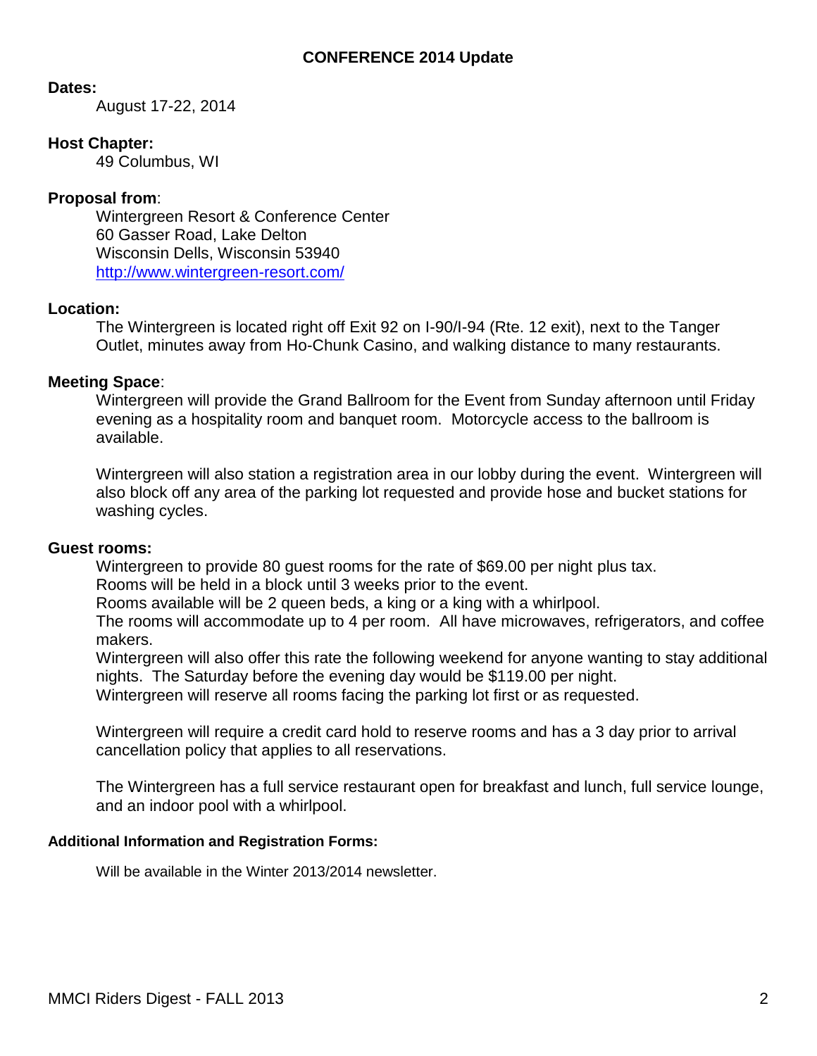# CONFERENCE 2014 Update

**Dates:**

August 17-22, 2014

**Host Chapter:**

49 Columbus, WI

**Proposal from**:

Wintergreen Resort & Conference Center
60 Gasser Road, Lake Delton
Wisconsin Dells, Wisconsin 53940
http://www.wintergreen-resort.com/

**Location:**

The Wintergreen is located right off Exit 92 on I-90/I-94 (Rte. 12 exit), next to the Tanger Outlet, minutes away from Ho-Chunk Casino, and walking distance to many restaurants.

**Meeting Space**:

Wintergreen will provide the Grand Ballroom for the Event from Sunday afternoon until Friday evening as a hospitality room and banquet room. Motorcycle access to the ballroom is available.

Wintergreen will also station a registration area in our lobby during the event. Wintergreen will also block off any area of the parking lot requested and provide hose and bucket stations for washing cycles.

**Guest rooms:**

Wintergreen to provide 80 guest rooms for the rate of $69.00 per night plus tax.
Rooms will be held in a block until 3 weeks prior to the event.
Rooms available will be 2 queen beds, a king or a king with a whirlpool.
The rooms will accommodate up to 4 per room. All have microwaves, refrigerators, and coffee makers.
Wintergreen will also offer this rate the following weekend for anyone wanting to stay additional nights. The Saturday before the evening day would be $119.00 per night.
Wintergreen will reserve all rooms facing the parking lot first or as requested.

Wintergreen will require a credit card hold to reserve rooms and has a 3 day prior to arrival cancellation policy that applies to all reservations.

The Wintergreen has a full service restaurant open for breakfast and lunch, full service lounge, and an indoor pool with a whirlpool.

**Additional Information and Registration Forms:**

Will be available in the Winter 2013/2014 newsletter.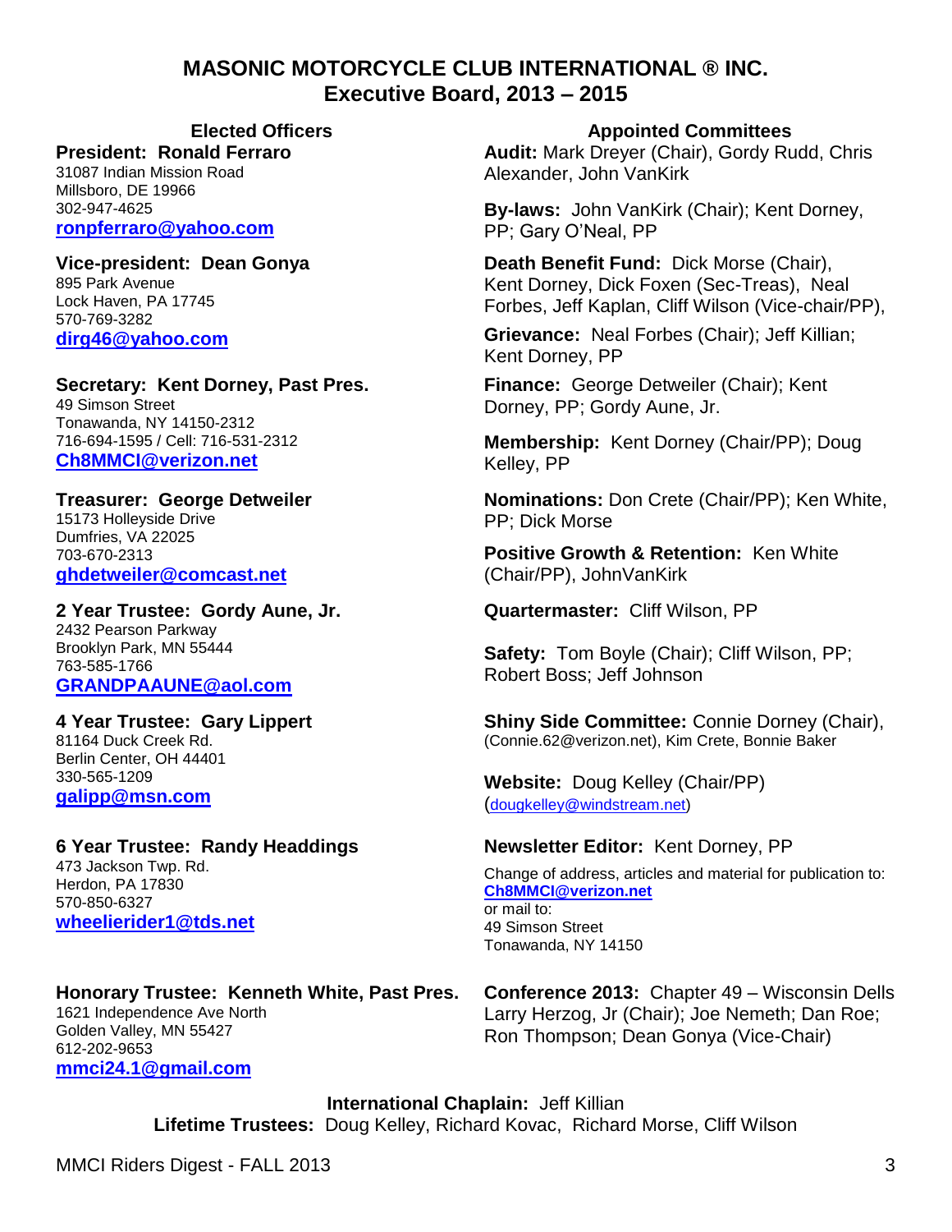# MASONIC MOTORCYCLE CLUB INTERNATIONAL ® INC.
## Executive Board, 2013 – 2015

### Elected Officers

**President: Ronald Ferraro**
31087 Indian Mission Road
Millsboro, DE 19966
302-947-4625
**ronpferraro@yahoo.com**

**Vice-president: Dean Gonya**
895 Park Avenue
Lock Haven, PA 17745
570-769-3282
**dirg46@yahoo.com**

**Secretary: Kent Dorney, Past Pres.**
49 Simson Street
Tonawanda, NY 14150-2312
716-694-1595 / Cell: 716-531-2312
**Ch8MMCI@verizon.net**

**Treasurer: George Detweiler**
15173 Holleyside Drive
Dumfries, VA 22025
703-670-2313
**ghdetweiler@comcast.net**

**2 Year Trustee: Gordy Aune, Jr.**
2432 Pearson Parkway
Brooklyn Park, MN 55444
763-585-1766
**GRANDPAAUNE@aol.com**

**4 Year Trustee: Gary Lippert**
81164 Duck Creek Rd.
Berlin Center, OH 44401
330-565-1209
**galipp@msn.com**

**6 Year Trustee: Randy Headdings**
473 Jackson Twp. Rd.
Herdon, PA 17830
570-850-6327
**wheelierider1@tds.net**

**Honorary Trustee: Kenneth White, Past Pres.**
1621 Independence Ave North
Golden Valley, MN 55427
612-202-9653
**mmci24.1@gmail.com**

### Appointed Committees

**Audit:** Mark Dreyer (Chair), Gordy Rudd, Chris Alexander, John VanKirk

**By-laws:** John VanKirk (Chair); Kent Dorney, PP; Gary O'Neal, PP

**Death Benefit Fund:** Dick Morse (Chair), Kent Dorney, Dick Foxen (Sec-Treas), Neal Forbes, Jeff Kaplan, Cliff Wilson (Vice-chair/PP),

**Grievance:** Neal Forbes (Chair); Jeff Killian; Kent Dorney, PP

**Finance:** George Detweiler (Chair); Kent Dorney, PP; Gordy Aune, Jr.

**Membership:** Kent Dorney (Chair/PP); Doug Kelley, PP

**Nominations:** Don Crete (Chair/PP); Ken White, PP; Dick Morse

**Positive Growth & Retention:** Ken White (Chair/PP), JohnVanKirk

**Quartermaster:** Cliff Wilson, PP

**Safety:** Tom Boyle (Chair); Cliff Wilson, PP; Robert Boss; Jeff Johnson

**Shiny Side Committee:** Connie Dorney (Chair), (Connie.62@verizon.net), Kim Crete, Bonnie Baker

**Website:** Doug Kelley (Chair/PP) (dougkelley@windstream.net)

**Newsletter Editor:** Kent Dorney, PP

Change of address, articles and material for publication to:
**Ch8MMCI@verizon.net**
or mail to:
49 Simson Street
Tonawanda, NY 14150

**Conference 2013:** Chapter 49 – Wisconsin Dells
Larry Herzog, Jr (Chair); Joe Nemeth; Dan Roe; Ron Thompson; Dean Gonya (Vice-Chair)

**International Chaplain:** Jeff Killian
**Lifetime Trustees:** Doug Kelley, Richard Kovac, Richard Morse, Cliff Wilson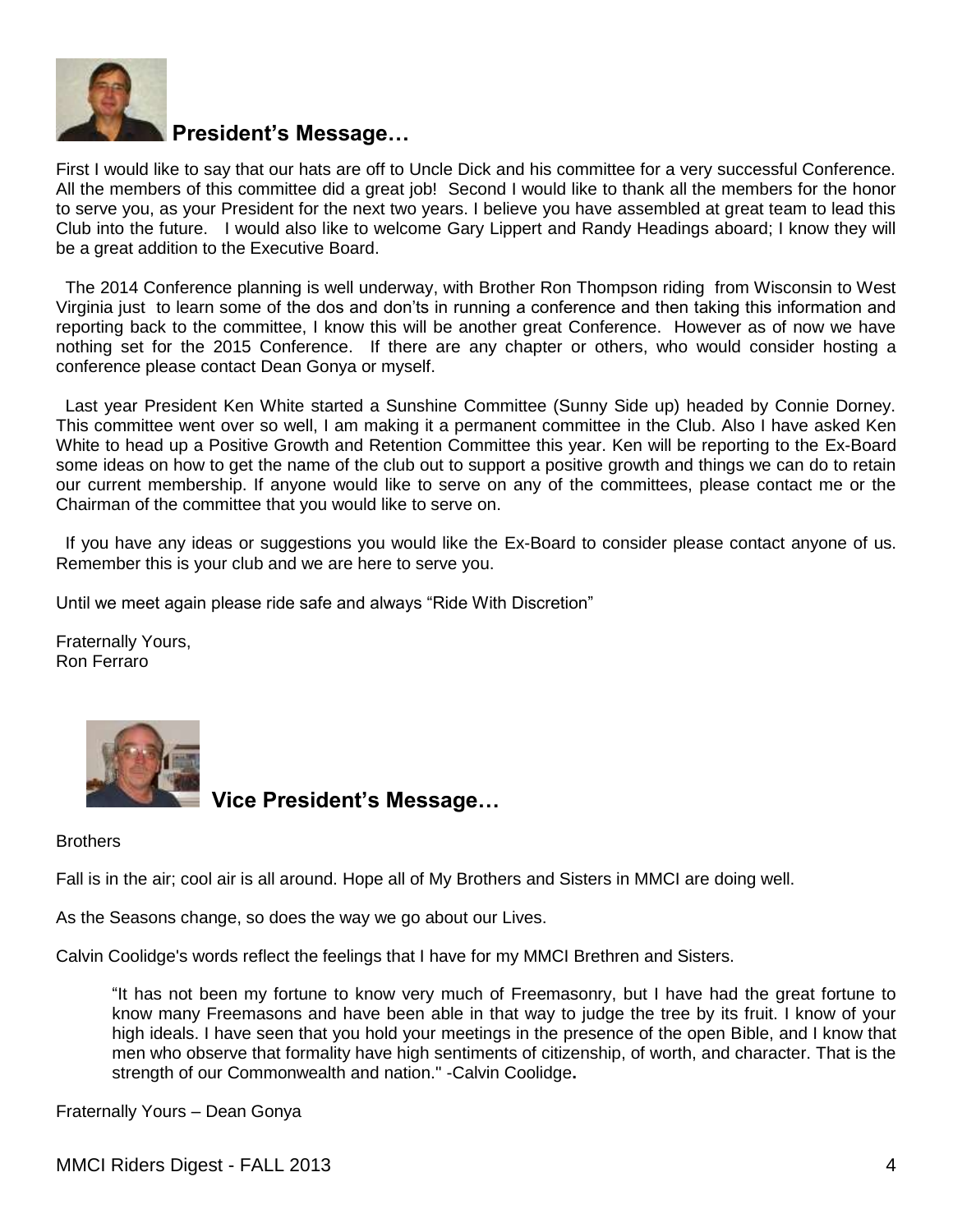## President's Message…

First I would like to say that our hats are off to Uncle Dick and his committee for a very successful Conference. All the members of this committee did a great job! Second I would like to thank all the members for the honor to serve you, as your President for the next two years. I believe you have assembled at great team to lead this Club into the future. I would also like to welcome Gary Lippert and Randy Headings aboard; I know they will be a great addition to the Executive Board.

The 2014 Conference planning is well underway, with Brother Ron Thompson riding from Wisconsin to West Virginia just to learn some of the dos and don'ts in running a conference and then taking this information and reporting back to the committee, I know this will be another great Conference. However as of now we have nothing set for the 2015 Conference. If there are any chapter or others, who would consider hosting a conference please contact Dean Gonya or myself.

Last year President Ken White started a Sunshine Committee (Sunny Side up) headed by Connie Dorney. This committee went over so well, I am making it a permanent committee in the Club. Also I have asked Ken White to head up a Positive Growth and Retention Committee this year. Ken will be reporting to the Ex-Board some ideas on how to get the name of the club out to support a positive growth and things we can do to retain our current membership. If anyone would like to serve on any of the committees, please contact me or the Chairman of the committee that you would like to serve on.

If you have any ideas or suggestions you would like the Ex-Board to consider please contact anyone of us. Remember this is your club and we are here to serve you.

Until we meet again please ride safe and always "Ride With Discretion"

Fraternally Yours,
Ron Ferraro

## Vice President's Message…

Brothers

Fall is in the air; cool air is all around. Hope all of My Brothers and Sisters in MMCI are doing well.

As the Seasons change, so does the way we go about our Lives.

Calvin Coolidge's words reflect the feelings that I have for my MMCI Brethren and Sisters.

> "It has not been my fortune to know very much of Freemasonry, but I have had the great fortune to know many Freemasons and have been able in that way to judge the tree by its fruit. I know of your high ideals. I have seen that you hold your meetings in the presence of the open Bible, and I know that men who observe that formality have high sentiments of citizenship, of worth, and character. That is the strength of our Commonwealth and nation." -Calvin Coolidge**.**

Fraternally Yours – Dean Gonya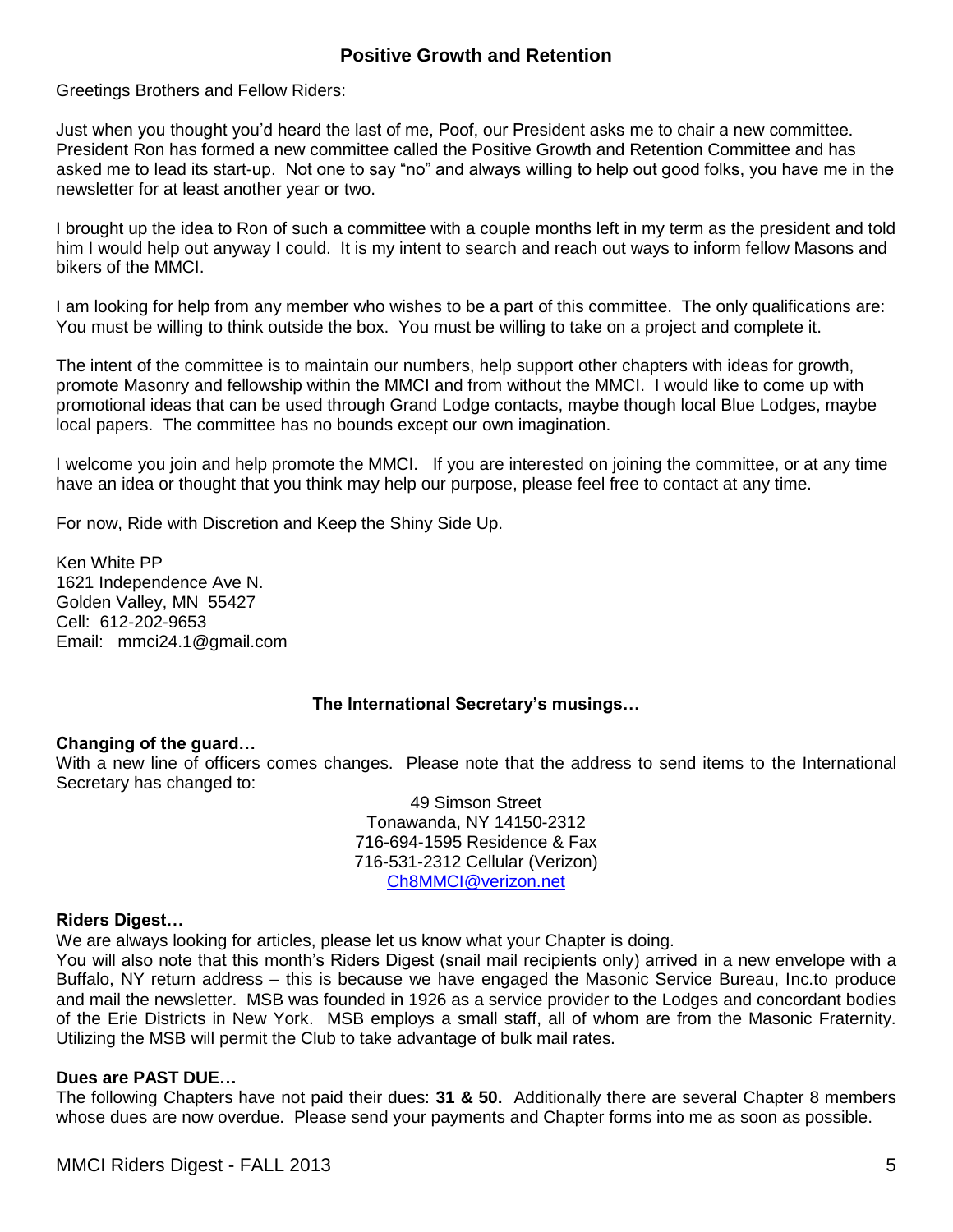## Positive Growth and Retention

Greetings Brothers and Fellow Riders:

Just when you thought you'd heard the last of me, Poof, our President asks me to chair a new committee. President Ron has formed a new committee called the Positive Growth and Retention Committee and has asked me to lead its start-up. Not one to say "no" and always willing to help out good folks, you have me in the newsletter for at least another year or two.

I brought up the idea to Ron of such a committee with a couple months left in my term as the president and told him I would help out anyway I could. It is my intent to search and reach out ways to inform fellow Masons and bikers of the MMCI.

I am looking for help from any member who wishes to be a part of this committee. The only qualifications are: You must be willing to think outside the box. You must be willing to take on a project and complete it.

The intent of the committee is to maintain our numbers, help support other chapters with ideas for growth, promote Masonry and fellowship within the MMCI and from without the MMCI. I would like to come up with promotional ideas that can be used through Grand Lodge contacts, maybe though local Blue Lodges, maybe local papers. The committee has no bounds except our own imagination.

I welcome you join and help promote the MMCI. If you are interested on joining the committee, or at any time have an idea or thought that you think may help our purpose, please feel free to contact at any time.

For now, Ride with Discretion and Keep the Shiny Side Up.

Ken White PP
1621 Independence Ave N.
Golden Valley, MN 55427
Cell: 612-202-9653
Email: mmci24.1@gmail.com

### The International Secretary's musings…

**Changing of the guard…**
With a new line of officers comes changes. Please note that the address to send items to the International Secretary has changed to:

49 Simson Street
Tonawanda, NY 14150-2312
716-694-1595 Residence & Fax
716-531-2312 Cellular (Verizon)
Ch8MMCI@verizon.net

**Riders Digest…**
We are always looking for articles, please let us know what your Chapter is doing.
You will also note that this month's Riders Digest (snail mail recipients only) arrived in a new envelope with a Buffalo, NY return address – this is because we have engaged the Masonic Service Bureau, Inc.to produce and mail the newsletter. MSB was founded in 1926 as a service provider to the Lodges and concordant bodies of the Erie Districts in New York. MSB employs a small staff, all of whom are from the Masonic Fraternity. Utilizing the MSB will permit the Club to take advantage of bulk mail rates.

**Dues are PAST DUE…**
The following Chapters have not paid their dues: **31 & 50.** Additionally there are several Chapter 8 members whose dues are now overdue. Please send your payments and Chapter forms into me as soon as possible.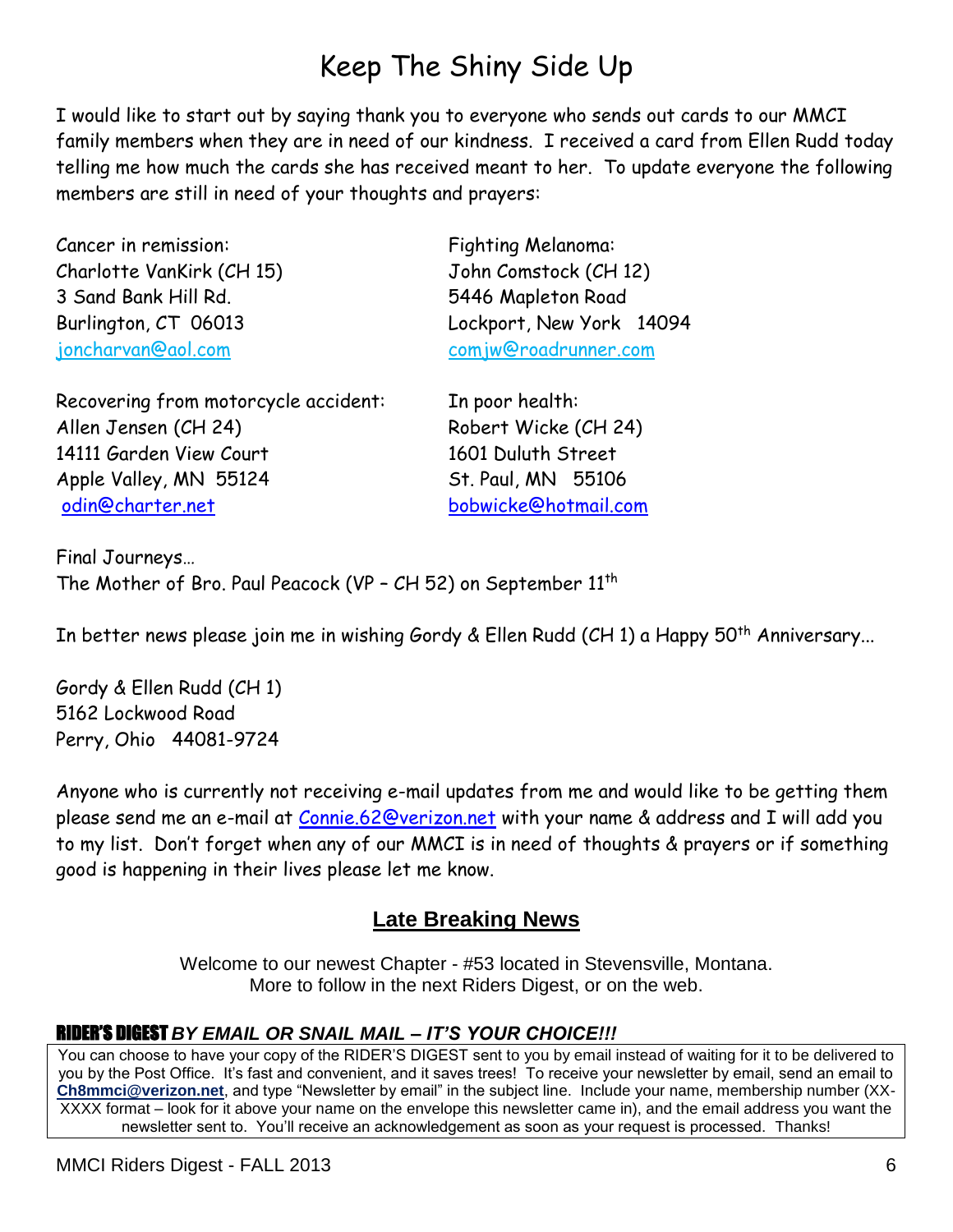# Keep The Shiny Side Up

I would like to start out by saying thank you to everyone who sends out cards to our MMCI family members when they are in need of our kindness. I received a card from Ellen Rudd today telling me how much the cards she has received meant to her. To update everyone the following members are still in need of your thoughts and prayers:

Cancer in remission:
Charlotte VanKirk (CH 15)
3 Sand Bank Hill Rd.
Burlington, CT 06013
joncharvan@aol.com

Fighting Melanoma:
John Comstock (CH 12)
5446 Mapleton Road
Lockport, New York 14094
comjw@roadrunner.com

Recovering from motorcycle accident:
Allen Jensen (CH 24)
14111 Garden View Court
Apple Valley, MN 55124
odin@charter.net

In poor health:
Robert Wicke (CH 24)
1601 Duluth Street
St. Paul, MN 55106
bobwicke@hotmail.com

Final Journeys…
The Mother of Bro. Paul Peacock (VP – CH 52) on September 11th

In better news please join me in wishing Gordy & Ellen Rudd (CH 1) a Happy 50th Anniversary...

Gordy & Ellen Rudd (CH 1)
5162 Lockwood Road
Perry, Ohio 44081-9724

Anyone who is currently not receiving e-mail updates from me and would like to be getting them please send me an e-mail at Connie.62@verizon.net with your name & address and I will add you to my list. Don't forget when any of our MMCI is in need of thoughts & prayers or if something good is happening in their lives please let me know.

## Late Breaking News

Welcome to our newest Chapter - #53 located in Stevensville, Montana.
More to follow in the next Riders Digest, or on the web.

### RIDER'S DIGEST *BY EMAIL OR SNAIL MAIL – IT'S YOUR CHOICE!!!*

You can choose to have your copy of the RIDER'S DIGEST sent to you by email instead of waiting for it to be delivered to you by the Post Office. It's fast and convenient, and it saves trees! To receive your newsletter by email, send an email to **Ch8mmci@verizon.net**, and type "Newsletter by email" in the subject line. Include your name, membership number (XX-XXXX format – look for it above your name on the envelope this newsletter came in), and the email address you want the newsletter sent to. You'll receive an acknowledgement as soon as your request is processed. Thanks!